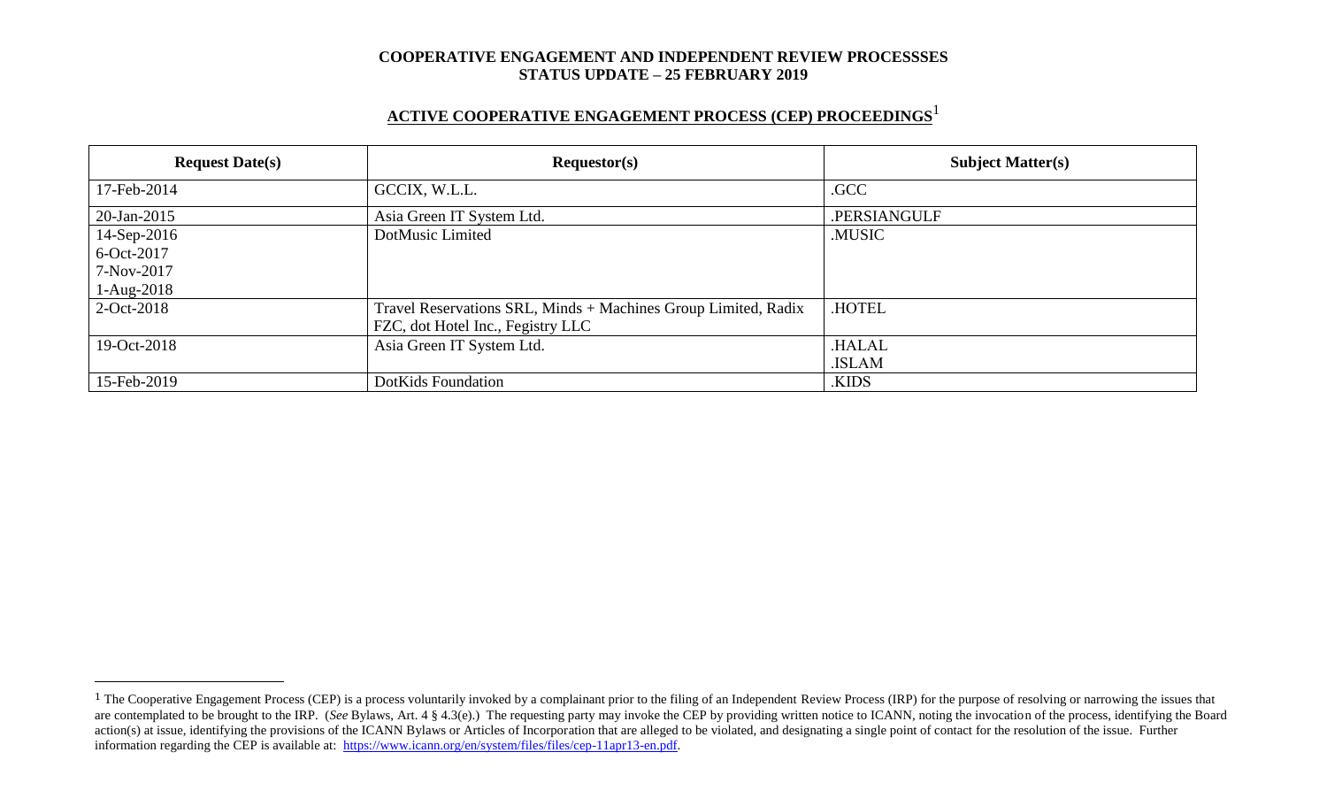**COOPERATIVE ENGAGEMENT AND INDEPENDENT REVIEW PROCESSSES**
**STATUS UPDATE – 25 FEBRUARY 2019**

## ACTIVE COOPERATIVE ENGAGEMENT PROCESS (CEP) PROCEEDINGS[1]

| Request Date(s) | Requestor(s) | Subject Matter(s) |
|---|---|---|
| 17-Feb-2014 | GCCIX, W.L.L. | .GCC |
| 20-Jan-2015 | Asia Green IT System Ltd. | .PERSIANGULF |
| 14-Sep-2016<br>6-Oct-2017<br>7-Nov-2017<br>1-Aug-2018 | DotMusic Limited | .MUSIC |
| 2-Oct-2018 | Travel Reservations SRL, Minds + Machines Group Limited, Radix FZC, dot Hotel Inc., Fegistry LLC | .HOTEL |
| 19-Oct-2018 | Asia Green IT System Ltd. | .HALAL<br>.ISLAM |
| 15-Feb-2019 | DotKids Foundation | .KIDS |

[1] The Cooperative Engagement Process (CEP) is a process voluntarily invoked by a complainant prior to the filing of an Independent Review Process (IRP) for the purpose of resolving or narrowing the issues that are contemplated to be brought to the IRP. (*See* Bylaws, Art. 4 § 4.3(e).) The requesting party may invoke the CEP by providing written notice to ICANN, noting the invocation of the process, identifying the Board action(s) at issue, identifying the provisions of the ICANN Bylaws or Articles of Incorporation that are alleged to be violated, and designating a single point of contact for the resolution of the issue. Further information regarding the CEP is available at: https://www.icann.org/en/system/files/files/cep-11apr13-en.pdf.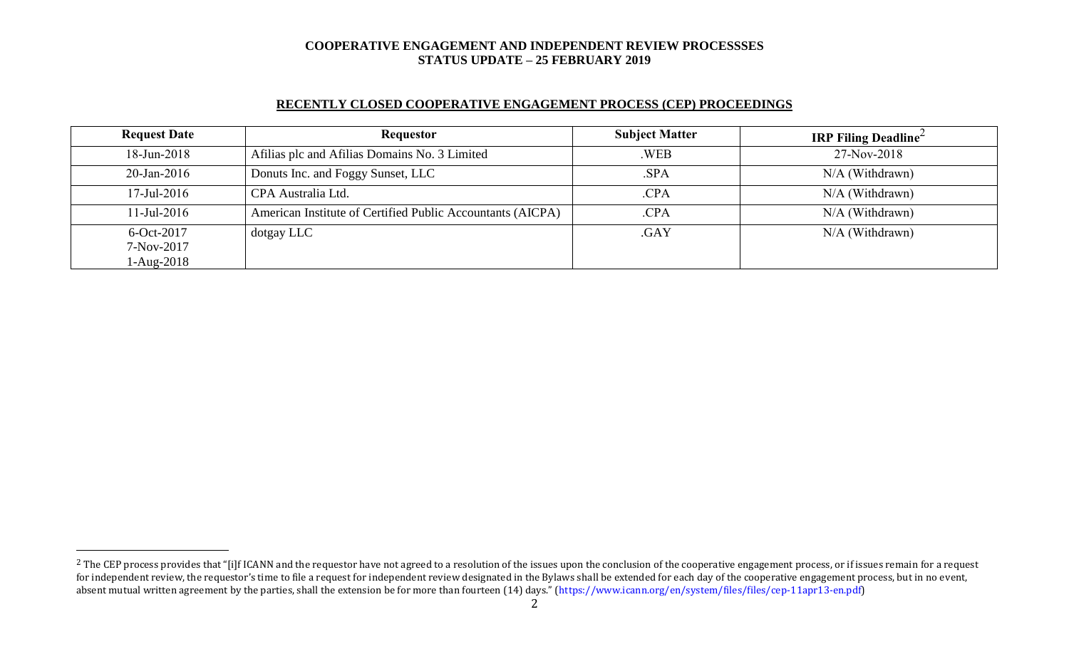**COOPERATIVE ENGAGEMENT AND INDEPENDENT REVIEW PROCESSSES**
**STATUS UPDATE – 25 FEBRUARY 2019**

## RECENTLY CLOSED COOPERATIVE ENGAGEMENT PROCESS (CEP) PROCEEDINGS

| Request Date | Requestor | Subject Matter | IRP Filing Deadline[2] |
|---|---|---|---|
| 18-Jun-2018 | Afilias plc and Afilias Domains No. 3 Limited | .WEB | 27-Nov-2018 |
| 20-Jan-2016 | Donuts Inc. and Foggy Sunset, LLC | .SPA | N/A (Withdrawn) |
| 17-Jul-2016 | CPA Australia Ltd. | .CPA | N/A (Withdrawn) |
| 11-Jul-2016 | American Institute of Certified Public Accountants (AICPA) | .CPA | N/A (Withdrawn) |
| 6-Oct-2017<br>7-Nov-2017<br>1-Aug-2018 | dotgay LLC | .GAY | N/A (Withdrawn) |

[2] The CEP process provides that "[i]f ICANN and the requestor have not agreed to a resolution of the issues upon the conclusion of the cooperative engagement process, or if issues remain for a request for independent review, the requestor's time to file a request for independent review designated in the Bylaws shall be extended for each day of the cooperative engagement process, but in no event, absent mutual written agreement by the parties, shall the extension be for more than fourteen (14) days." (https://www.icann.org/en/system/files/files/cep-11apr13-en.pdf)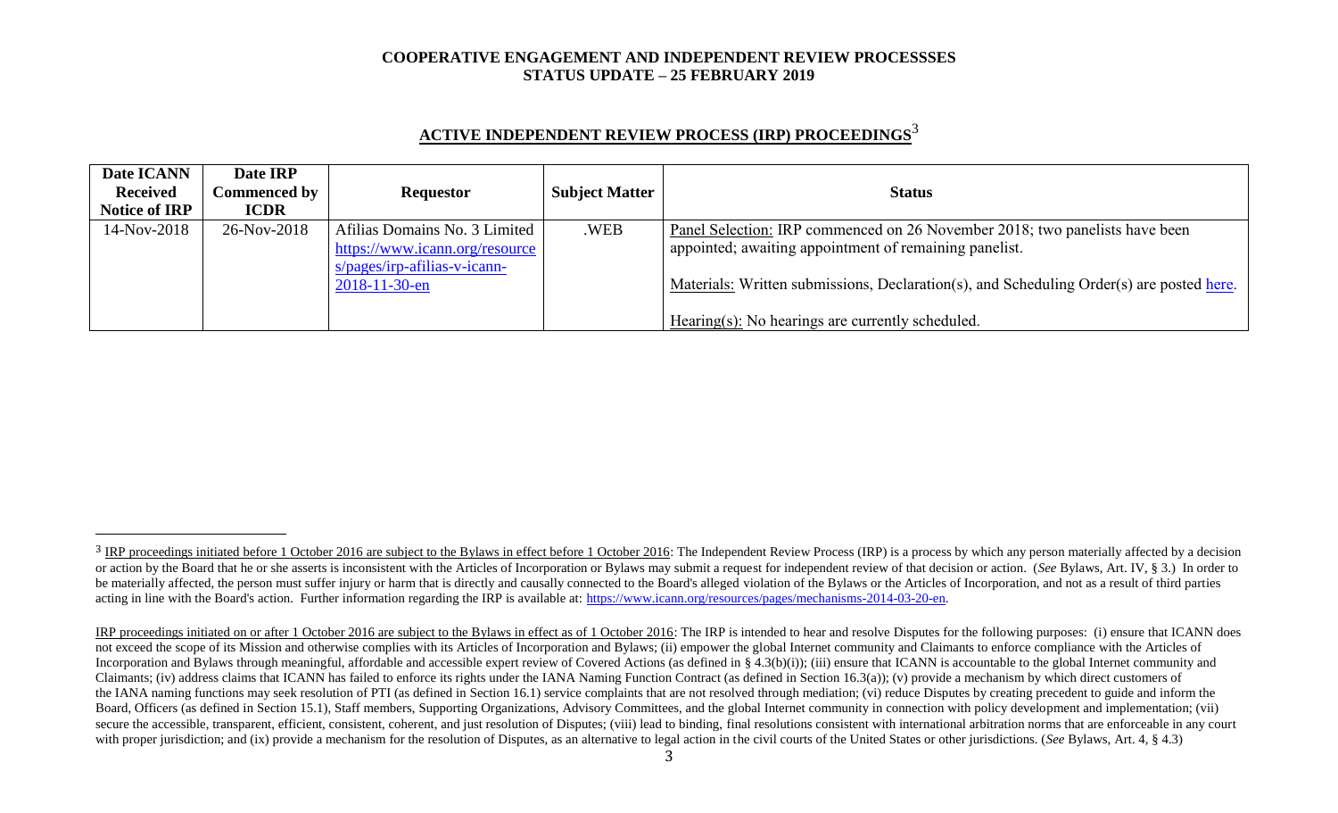# COOPERATIVE ENGAGEMENT AND INDEPENDENT REVIEW PROCESSSES
## STATUS UPDATE – 25 FEBRUARY 2019

## ACTIVE INDEPENDENT REVIEW PROCESS (IRP) PROCEEDINGS[3]

| Date ICANN Received Notice of IRP | Date IRP Commenced by ICDR | Requestor | Subject Matter | Status |
|---|---|---|---|---|
| 14-Nov-2018 | 26-Nov-2018 | Afilias Domains No. 3 Limited https://www.icann.org/resources/pages/irp-afilias-v-icann-2018-11-30-en | .WEB | Panel Selection: IRP commenced on 26 November 2018; two panelists have been appointed; awaiting appointment of remaining panelist.<br><br>Materials: Written submissions, Declaration(s), and Scheduling Order(s) are posted here.<br><br>Hearing(s): No hearings are currently scheduled. |

[3] IRP proceedings initiated before 1 October 2016 are subject to the Bylaws in effect before 1 October 2016: The Independent Review Process (IRP) is a process by which any person materially affected by a decision or action by the Board that he or she asserts is inconsistent with the Articles of Incorporation or Bylaws may submit a request for independent review of that decision or action. (*See* Bylaws, Art. IV, § 3.) In order to be materially affected, the person must suffer injury or harm that is directly and causally connected to the Board's alleged violation of the Bylaws or the Articles of Incorporation, and not as a result of third parties acting in line with the Board's action. Further information regarding the IRP is available at: https://www.icann.org/resources/pages/mechanisms-2014-03-20-en.

IRP proceedings initiated on or after 1 October 2016 are subject to the Bylaws in effect as of 1 October 2016: The IRP is intended to hear and resolve Disputes for the following purposes: (i) ensure that ICANN does not exceed the scope of its Mission and otherwise complies with its Articles of Incorporation and Bylaws; (ii) empower the global Internet community and Claimants to enforce compliance with the Articles of Incorporation and Bylaws through meaningful, affordable and accessible expert review of Covered Actions (as defined in § 4.3(b)(i)); (iii) ensure that ICANN is accountable to the global Internet community and Claimants; (iv) address claims that ICANN has failed to enforce its rights under the IANA Naming Function Contract (as defined in Section 16.3(a)); (v) provide a mechanism by which direct customers of the IANA naming functions may seek resolution of PTI (as defined in Section 16.1) service complaints that are not resolved through mediation; (vi) reduce Disputes by creating precedent to guide and inform the Board, Officers (as defined in Section 15.1), Staff members, Supporting Organizations, Advisory Committees, and the global Internet community in connection with policy development and implementation; (vii) secure the accessible, transparent, efficient, consistent, coherent, and just resolution of Disputes; (viii) lead to binding, final resolutions consistent with international arbitration norms that are enforceable in any court with proper jurisdiction; and (ix) provide a mechanism for the resolution of Disputes, as an alternative to legal action in the civil courts of the United States or other jurisdictions. (*See* Bylaws, Art. 4, § 4.3)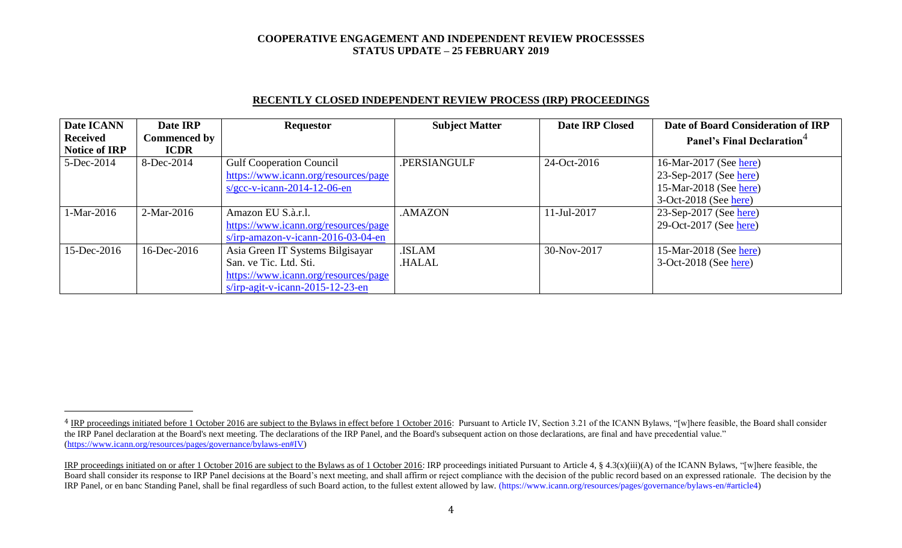**COOPERATIVE ENGAGEMENT AND INDEPENDENT REVIEW PROCESSSES**
**STATUS UPDATE – 25 FEBRUARY 2019**

## RECENTLY CLOSED INDEPENDENT REVIEW PROCESS (IRP) PROCEEDINGS

| Date ICANN Received Notice of IRP | Date IRP Commenced by ICDR | Requestor | Subject Matter | Date IRP Closed | Date of Board Consideration of IRP Panel's Final Declaration[4] |
|---|---|---|---|---|---|
| 5-Dec-2014 | 8-Dec-2014 | Gulf Cooperation Council https://www.icann.org/resources/pages/gcc-v-icann-2014-12-06-en | .PERSIANGULF | 24-Oct-2016 | 16-Mar-2017 (See here) 23-Sep-2017 (See here) 15-Mar-2018 (See here) 3-Oct-2018 (See here) |
| 1-Mar-2016 | 2-Mar-2016 | Amazon EU S.à.r.l. https://www.icann.org/resources/pages/irp-amazon-v-icann-2016-03-04-en | .AMAZON | 11-Jul-2017 | 23-Sep-2017 (See here) 29-Oct-2017 (See here) |
| 15-Dec-2016 | 16-Dec-2016 | Asia Green IT Systems Bilgisayar San. ve Tic. Ltd. Sti. https://www.icann.org/resources/pages/irp-agit-v-icann-2015-12-23-en | .ISLAM .HALAL | 30-Nov-2017 | 15-Mar-2018 (See here) 3-Oct-2018 (See here) |

---

[4] IRP proceedings initiated before 1 October 2016 are subject to the Bylaws in effect before 1 October 2016: Pursuant to Article IV, Section 3.21 of the ICANN Bylaws, "[w]here feasible, the Board shall consider the IRP Panel declaration at the Board's next meeting. The declarations of the IRP Panel, and the Board's subsequent action on those declarations, are final and have precedential value." (https://www.icann.org/resources/pages/governance/bylaws-en#IV)

IRP proceedings initiated on or after 1 October 2016 are subject to the Bylaws as of 1 October 2016: IRP proceedings initiated Pursuant to Article 4, § 4.3(x)(iii)(A) of the ICANN Bylaws, "[w]here feasible, the Board shall consider its response to IRP Panel decisions at the Board's next meeting, and shall affirm or reject compliance with the decision of the public record based on an expressed rationale. The decision by the IRP Panel, or en banc Standing Panel, shall be final regardless of such Board action, to the fullest extent allowed by law. (https://www.icann.org/resources/pages/governance/bylaws-en/#article4)